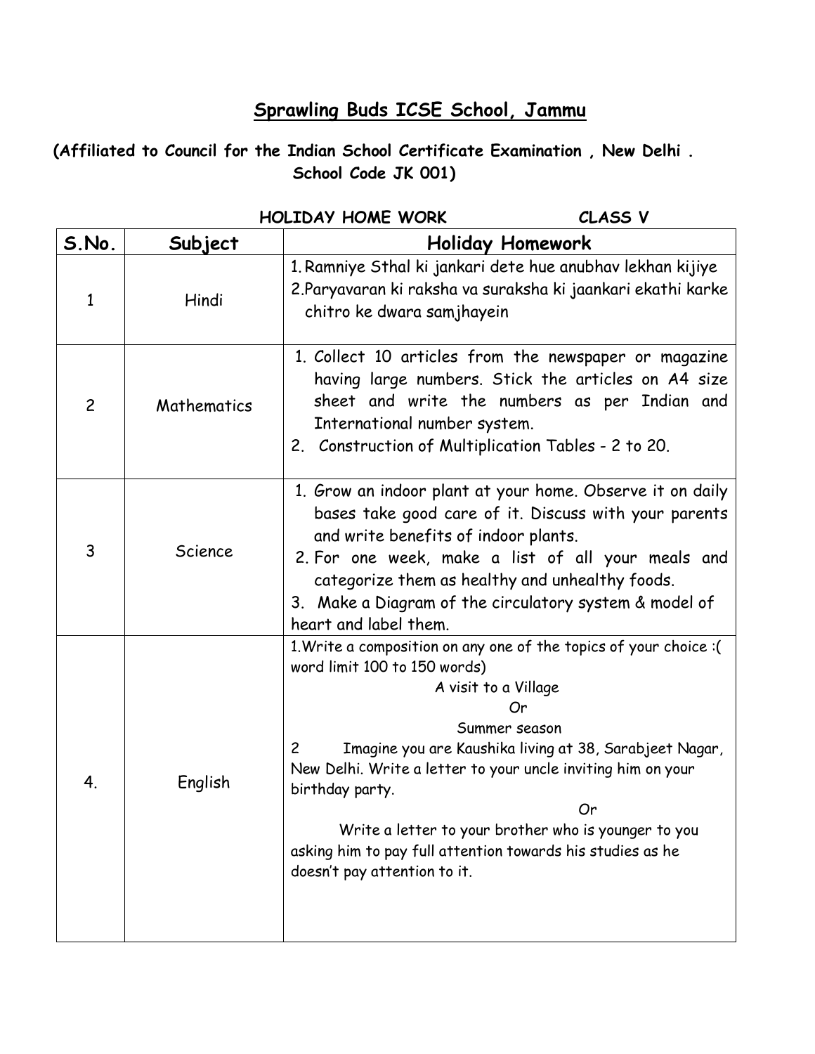# Sprawling Buds ICSE School, Jammu

**(Affiliated to Council for the Indian School Certificate Examination , New Delhi . School Code JK 001)**

**HOLIDAY HOME WORK CLASS V**

| S.No. | Subject | Holiday Homework |
|---|---|---|
| 1 | Hindi | 1. Ramniye Sthal ki jankari dete hue anubhav lekhan kijiye<br>2. Paryavaran ki raksha va suraksha ki jaankari ekathi karke chitro ke dwara samjhayein |
| 2 | Mathematics | 1. Collect 10 articles from the newspaper or magazine having large numbers. Stick the articles on A4 size sheet and write the numbers as per Indian and International number system.<br>2. Construction of Multiplication Tables - 2 to 20. |
| 3 | Science | 1. Grow an indoor plant at your home. Observe it on daily bases take good care of it. Discuss with your parents and write benefits of indoor plants.<br>2. For one week, make a list of all your meals and categorize them as healthy and unhealthy foods.<br>3. Make a Diagram of the circulatory system & model of heart and label them. |
| 4. | English | 1. Write a composition on any one of the topics of your choice :( word limit 100 to 150 words)<br>A visit to a Village<br>Or<br>Summer season<br>2 Imagine you are Kaushika living at 38, Sarabjeet Nagar, New Delhi. Write a letter to your uncle inviting him on your birthday party.<br>Or<br>Write a letter to your brother who is younger to you asking him to pay full attention towards his studies as he doesn't pay attention to it. |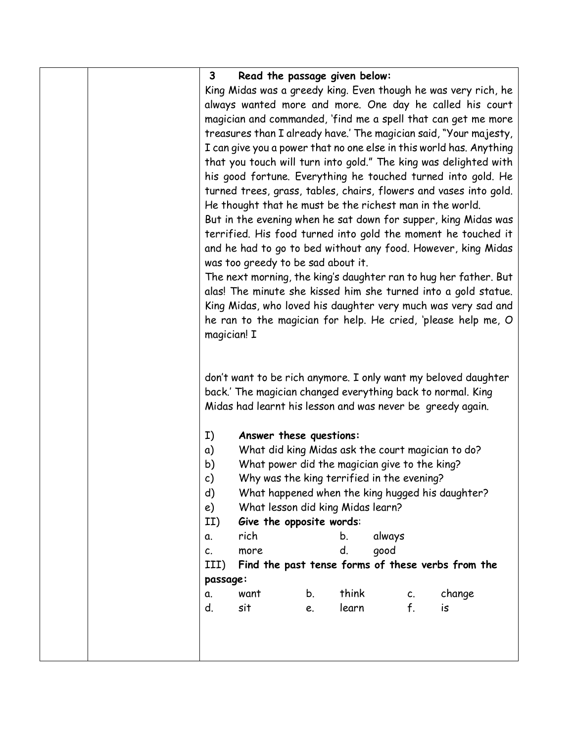**3 Read the passage given below:**

King Midas was a greedy king. Even though he was very rich, he always wanted more and more. One day he called his court magician and commanded, 'find me a spell that can get me more treasures than I already have.' The magician said, "Your majesty, I can give you a power that no one else in this world has. Anything that you touch will turn into gold." The king was delighted with his good fortune. Everything he touched turned into gold. He turned trees, grass, tables, chairs, flowers and vases into gold. He thought that he must be the richest man in the world.

But in the evening when he sat down for supper, king Midas was terrified. His food turned into gold the moment he touched it and he had to go to bed without any food. However, king Midas was too greedy to be sad about it.

The next morning, the king's daughter ran to hug her father. But alas! The minute she kissed him she turned into a gold statue. King Midas, who loved his daughter very much was very sad and he ran to the magician for help. He cried, 'please help me, O magician! I don't want to be rich anymore. I only want my beloved daughter back.' The magician changed everything back to normal. King Midas had learnt his lesson and was never be greedy again.

I) **Answer these questions:**

a) What did king Midas ask the court magician to do?

b) What power did the magician give to the king?

c) Why was the king terrified in the evening?

d) What happened when the king hugged his daughter?

e) What lesson did king Midas learn?

II) **Give the opposite words**:

a. rich b. always

c. more d. good

III) **Find the past tense forms of these verbs from the passage:**

a. want b. think c. change

d. sit e. learn f. is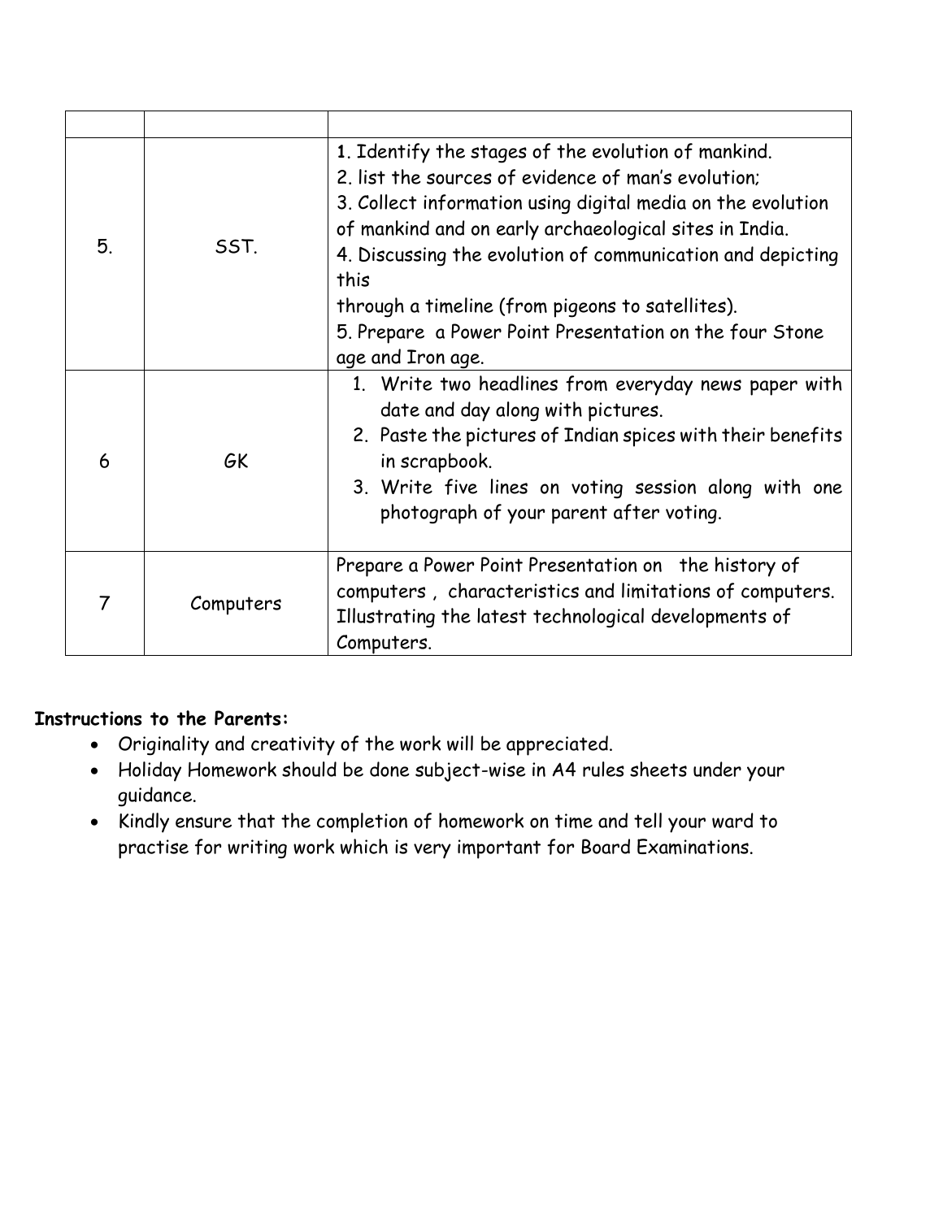| | | |
|---|---|---|
| 5. | SST. | 1. Identify the stages of the evolution of mankind.<br>2. list the sources of evidence of man's evolution;<br>3. Collect information using digital media on the evolution of mankind and on early archaeological sites in India.<br>4. Discussing the evolution of communication and depicting this<br>through a timeline (from pigeons to satellites).<br>5. Prepare a Power Point Presentation on the four Stone age and Iron age. |
| 6 | GK | 1. Write two headlines from everyday news paper with date and day along with pictures.<br>2. Paste the pictures of Indian spices with their benefits in scrapbook.<br>3. Write five lines on voting session along with one photograph of your parent after voting. |
| 7 | Computers | Prepare a Power Point Presentation on the history of computers , characteristics and limitations of computers. Illustrating the latest technological developments of Computers. |

**Instructions to the Parents:**

- Originality and creativity of the work will be appreciated.
- Holiday Homework should be done subject-wise in A4 rules sheets under your guidance.
- Kindly ensure that the completion of homework on time and tell your ward to practise for writing work which is very important for Board Examinations.